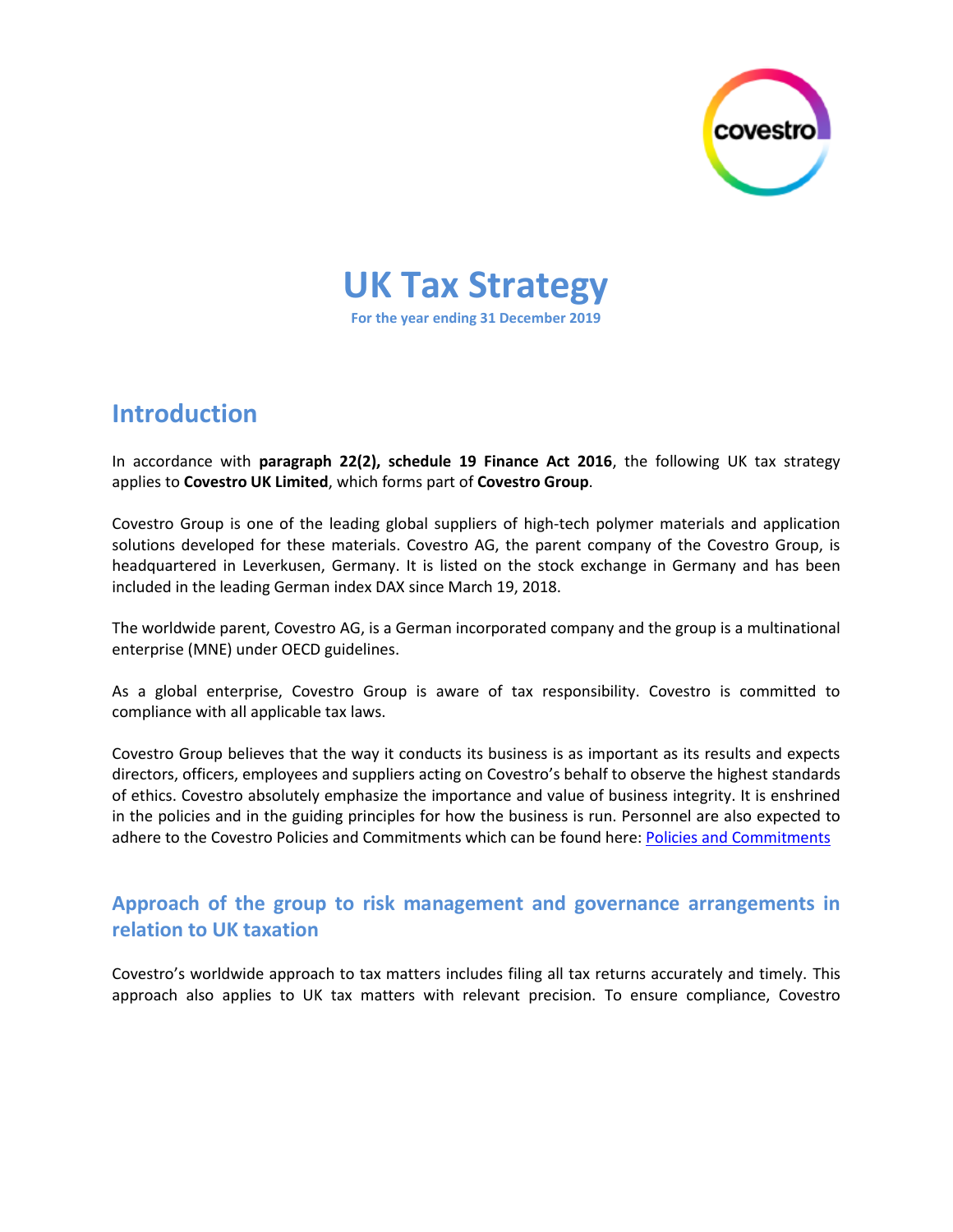# UK Tax Strategy

**For the year ending 31 December 2019**

## Introduction

In accordance with **paragraph 22(2), schedule 19 Finance Act 2016**, the following UK tax strategy applies to **Covestro UK Limited**, which forms part of **Covestro Group**.

Covestro Group is one of the leading global suppliers of high-tech polymer materials and application solutions developed for these materials. Covestro AG, the parent company of the Covestro Group, is headquartered in Leverkusen, Germany. It is listed on the stock exchange in Germany and has been included in the leading German index DAX since March 19, 2018.

The worldwide parent, Covestro AG, is a German incorporated company and the group is a multinational enterprise (MNE) under OECD guidelines.

As a global enterprise, Covestro Group is aware of tax responsibility. Covestro is committed to compliance with all applicable tax laws.

Covestro Group believes that the way it conducts its business is as important as its results and expects directors, officers, employees and suppliers acting on Covestro's behalf to observe the highest standards of ethics. Covestro absolutely emphasize the importance and value of business integrity. It is enshrined in the policies and in the guiding principles for how the business is run. Personnel are also expected to adhere to the Covestro Policies and Commitments which can be found here: Policies and Commitments

### Approach of the group to risk management and governance arrangements in relation to UK taxation

Covestro's worldwide approach to tax matters includes filing all tax returns accurately and timely. This approach also applies to UK tax matters with relevant precision. To ensure compliance, Covestro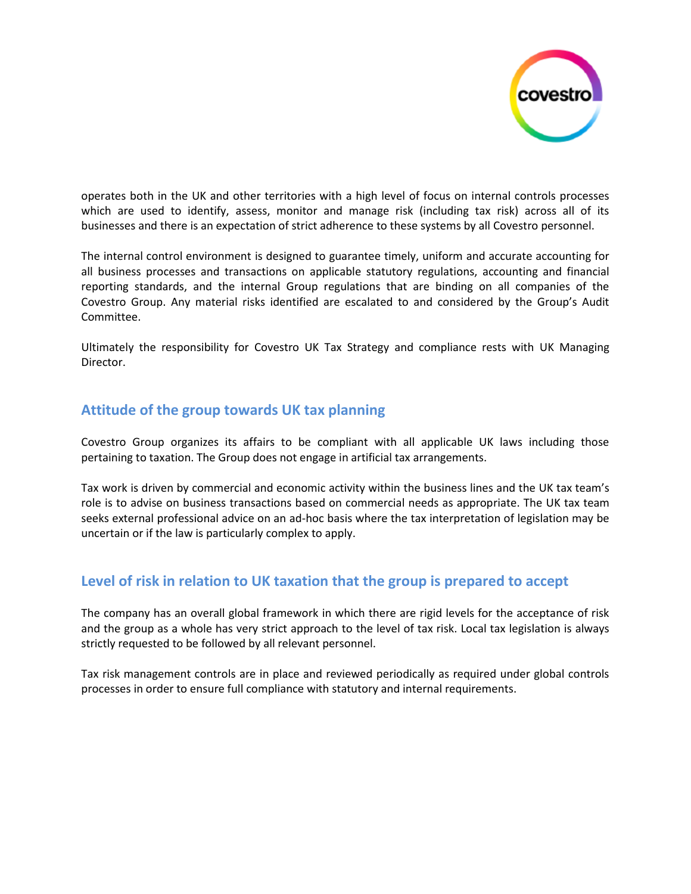operates both in the UK and other territories with a high level of focus on internal controls processes which are used to identify, assess, monitor and manage risk (including tax risk) across all of its businesses and there is an expectation of strict adherence to these systems by all Covestro personnel.

The internal control environment is designed to guarantee timely, uniform and accurate accounting for all business processes and transactions on applicable statutory regulations, accounting and financial reporting standards, and the internal Group regulations that are binding on all companies of the Covestro Group. Any material risks identified are escalated to and considered by the Group's Audit Committee.

Ultimately the responsibility for Covestro UK Tax Strategy and compliance rests with UK Managing Director.

## Attitude of the group towards UK tax planning

Covestro Group organizes its affairs to be compliant with all applicable UK laws including those pertaining to taxation. The Group does not engage in artificial tax arrangements.

Tax work is driven by commercial and economic activity within the business lines and the UK tax team's role is to advise on business transactions based on commercial needs as appropriate. The UK tax team seeks external professional advice on an ad-hoc basis where the tax interpretation of legislation may be uncertain or if the law is particularly complex to apply.

## Level of risk in relation to UK taxation that the group is prepared to accept

The company has an overall global framework in which there are rigid levels for the acceptance of risk and the group as a whole has very strict approach to the level of tax risk. Local tax legislation is always strictly requested to be followed by all relevant personnel.

Tax risk management controls are in place and reviewed periodically as required under global controls processes in order to ensure full compliance with statutory and internal requirements.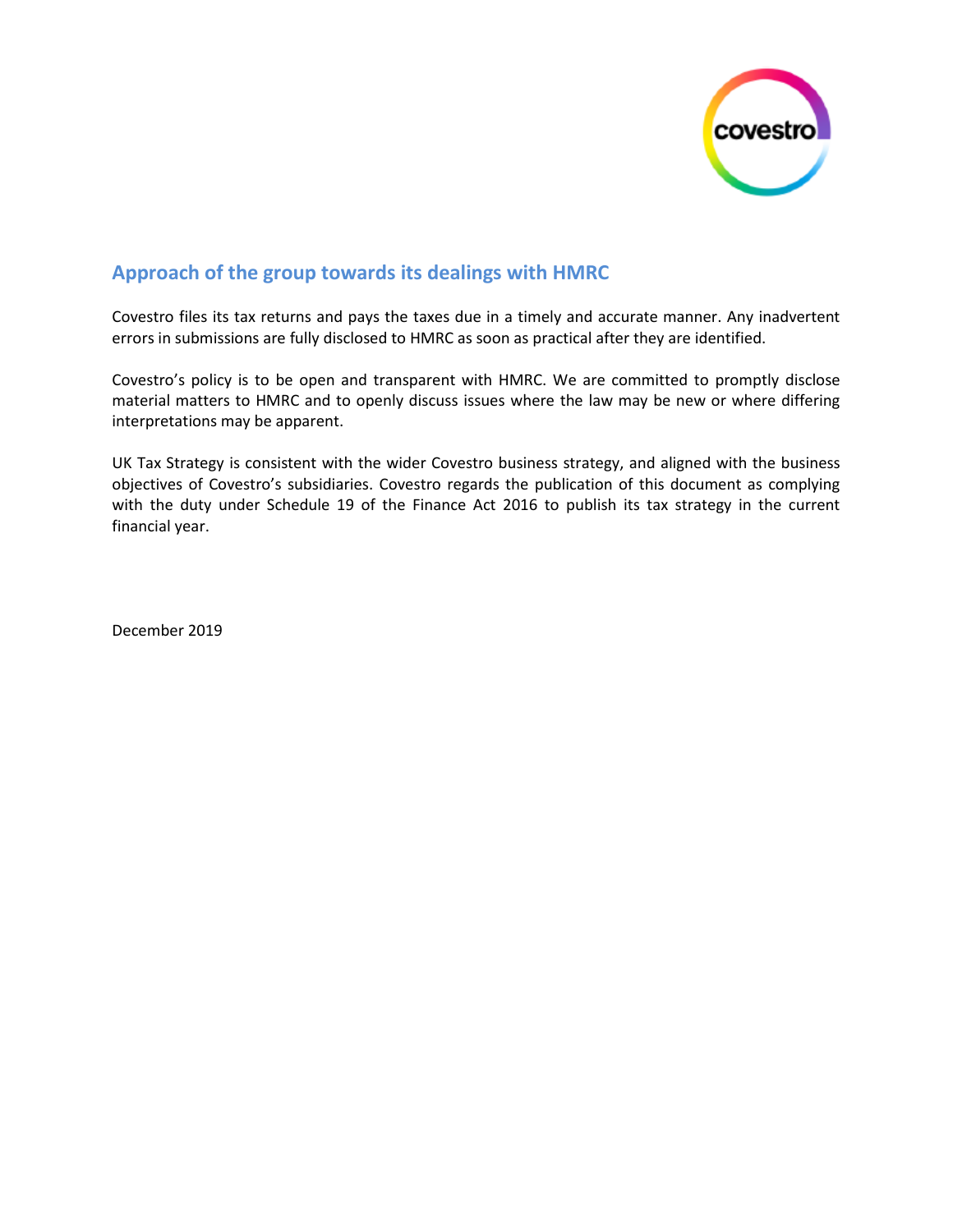## Approach of the group towards its dealings with HMRC

Covestro files its tax returns and pays the taxes due in a timely and accurate manner. Any inadvertent errors in submissions are fully disclosed to HMRC as soon as practical after they are identified.

Covestro's policy is to be open and transparent with HMRC. We are committed to promptly disclose material matters to HMRC and to openly discuss issues where the law may be new or where differing interpretations may be apparent.

UK Tax Strategy is consistent with the wider Covestro business strategy, and aligned with the business objectives of Covestro's subsidiaries. Covestro regards the publication of this document as complying with the duty under Schedule 19 of the Finance Act 2016 to publish its tax strategy in the current financial year.

December 2019